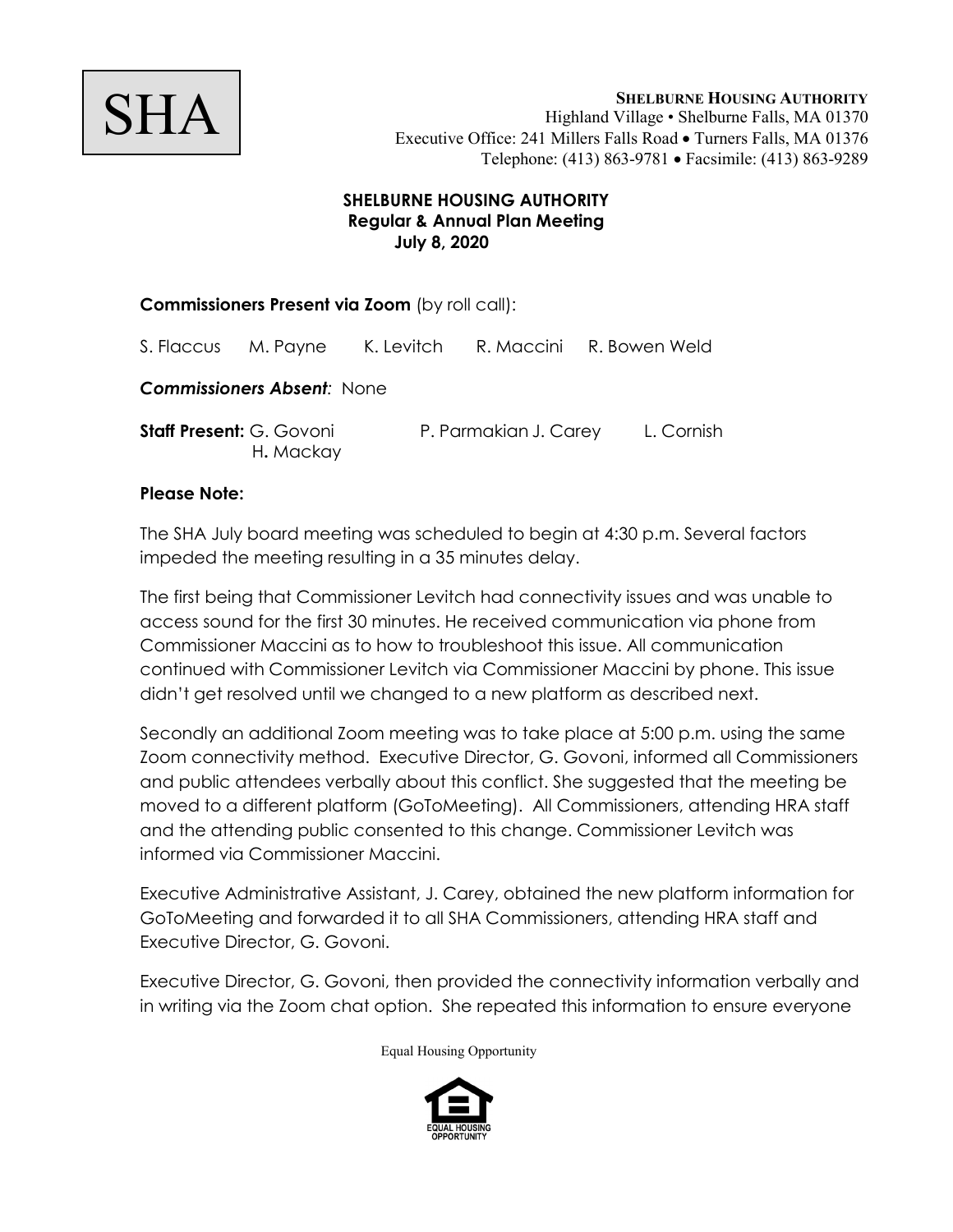SHA

**SHELBURNE HOUSING AUTHORITY**
Highland Village • Shelburne Falls, MA 01370
Executive Office: 241 Millers Falls Road • Turners Falls, MA 01376
Telephone: (413) 863-9781 • Facsimile: (413) 863-9289

**SHELBURNE HOUSING AUTHORITY**
**Regular & Annual Plan Meeting**
**July 8, 2020**

**Commissioners Present via Zoom** (by roll call):

S. Flaccus M. Payne K. Levitch R. Maccini R. Bowen Weld

***Commissioners Absent***: None

**Staff Present:** G. Govoni P. Parmakian J. Carey L. Cornish H**.** Mackay

**Please Note:**

The SHA July board meeting was scheduled to begin at 4:30 p.m. Several factors impeded the meeting resulting in a 35 minutes delay.

The first being that Commissioner Levitch had connectivity issues and was unable to access sound for the first 30 minutes. He received communication via phone from Commissioner Maccini as to how to troubleshoot this issue. All communication continued with Commissioner Levitch via Commissioner Maccini by phone. This issue didn't get resolved until we changed to a new platform as described next.

Secondly an additional Zoom meeting was to take place at 5:00 p.m. using the same Zoom connectivity method. Executive Director, G. Govoni, informed all Commissioners and public attendees verbally about this conflict. She suggested that the meeting be moved to a different platform (GoToMeeting). All Commissioners, attending HRA staff and the attending public consented to this change. Commissioner Levitch was informed via Commissioner Maccini.

Executive Administrative Assistant, J. Carey, obtained the new platform information for GoToMeeting and forwarded it to all SHA Commissioners, attending HRA staff and Executive Director, G. Govoni.

Executive Director, G. Govoni, then provided the connectivity information verbally and in writing via the Zoom chat option. She repeated this information to ensure everyone

Equal Housing Opportunity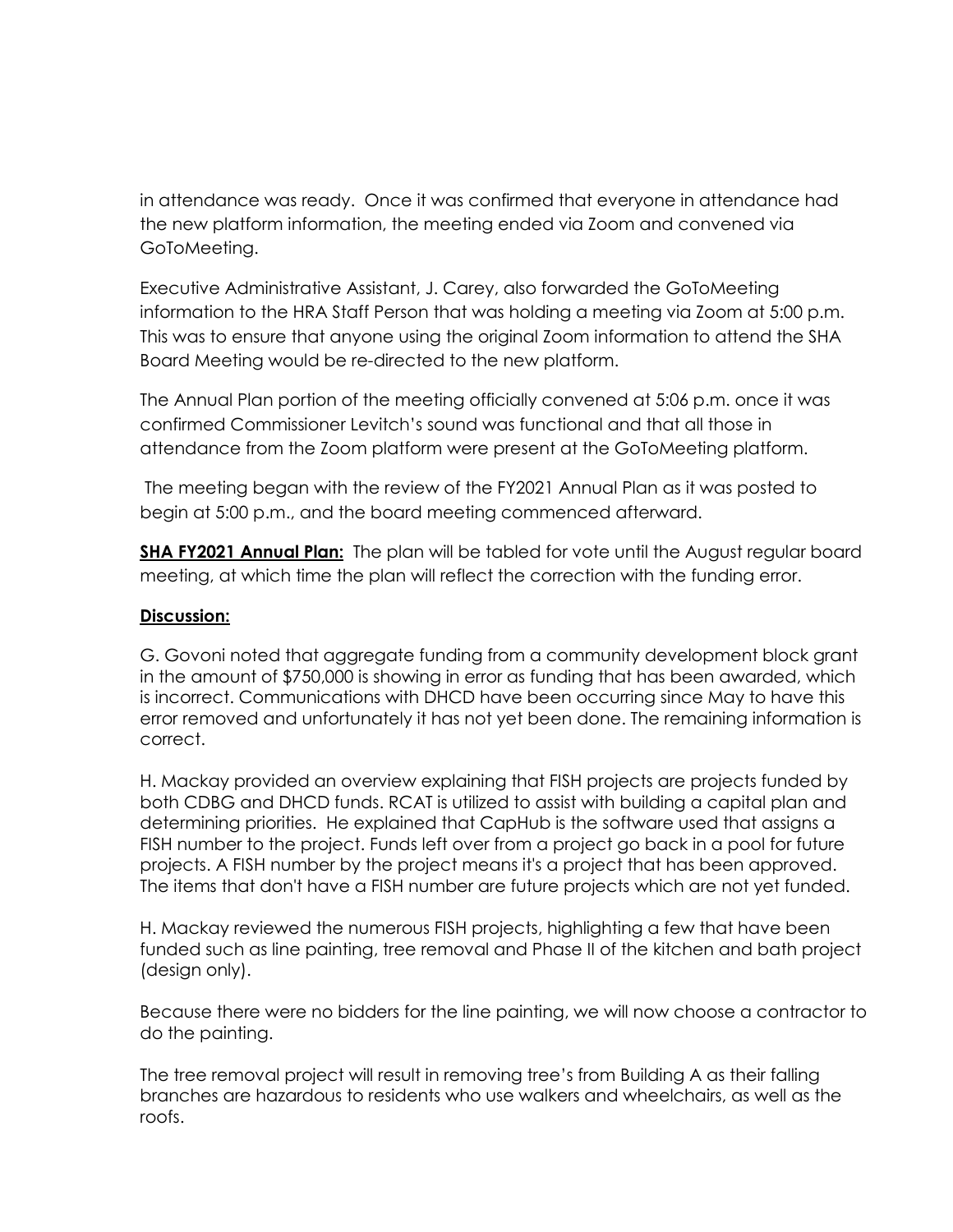in attendance was ready. Once it was confirmed that everyone in attendance had the new platform information, the meeting ended via Zoom and convened via GoToMeeting.

Executive Administrative Assistant, J. Carey, also forwarded the GoToMeeting information to the HRA Staff Person that was holding a meeting via Zoom at 5:00 p.m. This was to ensure that anyone using the original Zoom information to attend the SHA Board Meeting would be re-directed to the new platform.

The Annual Plan portion of the meeting officially convened at 5:06 p.m. once it was confirmed Commissioner Levitch's sound was functional and that all those in attendance from the Zoom platform were present at the GoToMeeting platform.

The meeting began with the review of the FY2021 Annual Plan as it was posted to begin at 5:00 p.m., and the board meeting commenced afterward.

**SHA FY2021 Annual Plan:** The plan will be tabled for vote until the August regular board meeting, at which time the plan will reflect the correction with the funding error.

**Discussion:**

G. Govoni noted that aggregate funding from a community development block grant in the amount of $750,000 is showing in error as funding that has been awarded, which is incorrect. Communications with DHCD have been occurring since May to have this error removed and unfortunately it has not yet been done. The remaining information is correct.

H. Mackay provided an overview explaining that FISH projects are projects funded by both CDBG and DHCD funds. RCAT is utilized to assist with building a capital plan and determining priorities. He explained that CapHub is the software used that assigns a FISH number to the project. Funds left over from a project go back in a pool for future projects. A FISH number by the project means it's a project that has been approved. The items that don't have a FISH number are future projects which are not yet funded.

H. Mackay reviewed the numerous FISH projects, highlighting a few that have been funded such as line painting, tree removal and Phase II of the kitchen and bath project (design only).

Because there were no bidders for the line painting, we will now choose a contractor to do the painting.

The tree removal project will result in removing tree's from Building A as their falling branches are hazardous to residents who use walkers and wheelchairs, as well as the roofs.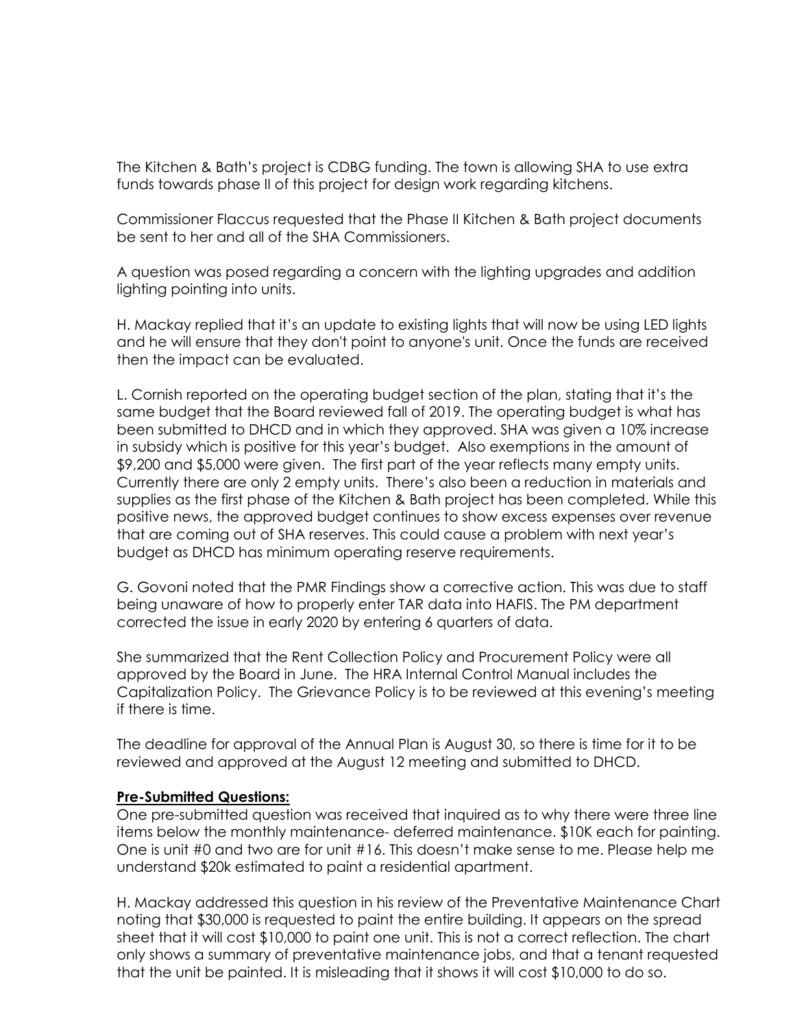The Kitchen & Bath's project is CDBG funding. The town is allowing SHA to use extra funds towards phase II of this project for design work regarding kitchens.

Commissioner Flaccus requested that the Phase II Kitchen & Bath project documents be sent to her and all of the SHA Commissioners.

A question was posed regarding a concern with the lighting upgrades and addition lighting pointing into units.

H. Mackay replied that it's an update to existing lights that will now be using LED lights and he will ensure that they don't point to anyone's unit. Once the funds are received then the impact can be evaluated.

L. Cornish reported on the operating budget section of the plan, stating that it's the same budget that the Board reviewed fall of 2019. The operating budget is what has been submitted to DHCD and in which they approved. SHA was given a 10% increase in subsidy which is positive for this year's budget. Also exemptions in the amount of \$9,200 and \$5,000 were given. The first part of the year reflects many empty units. Currently there are only 2 empty units. There's also been a reduction in materials and supplies as the first phase of the Kitchen & Bath project has been completed. While this positive news, the approved budget continues to show excess expenses over revenue that are coming out of SHA reserves. This could cause a problem with next year's budget as DHCD has minimum operating reserve requirements.

G. Govoni noted that the PMR Findings show a corrective action. This was due to staff being unaware of how to properly enter TAR data into HAFIS. The PM department corrected the issue in early 2020 by entering 6 quarters of data.

She summarized that the Rent Collection Policy and Procurement Policy were all approved by the Board in June. The HRA Internal Control Manual includes the Capitalization Policy. The Grievance Policy is to be reviewed at this evening's meeting if there is time.

The deadline for approval of the Annual Plan is August 30, so there is time for it to be reviewed and approved at the August 12 meeting and submitted to DHCD.

**Pre-Submitted Questions:**

One pre-submitted question was received that inquired as to why there were three line items below the monthly maintenance- deferred maintenance. \$10K each for painting. One is unit #0 and two are for unit #16. This doesn't make sense to me. Please help me understand \$20k estimated to paint a residential apartment.

H. Mackay addressed this question in his review of the Preventative Maintenance Chart noting that \$30,000 is requested to paint the entire building. It appears on the spread sheet that it will cost \$10,000 to paint one unit. This is not a correct reflection. The chart only shows a summary of preventative maintenance jobs, and that a tenant requested that the unit be painted. It is misleading that it shows it will cost \$10,000 to do so.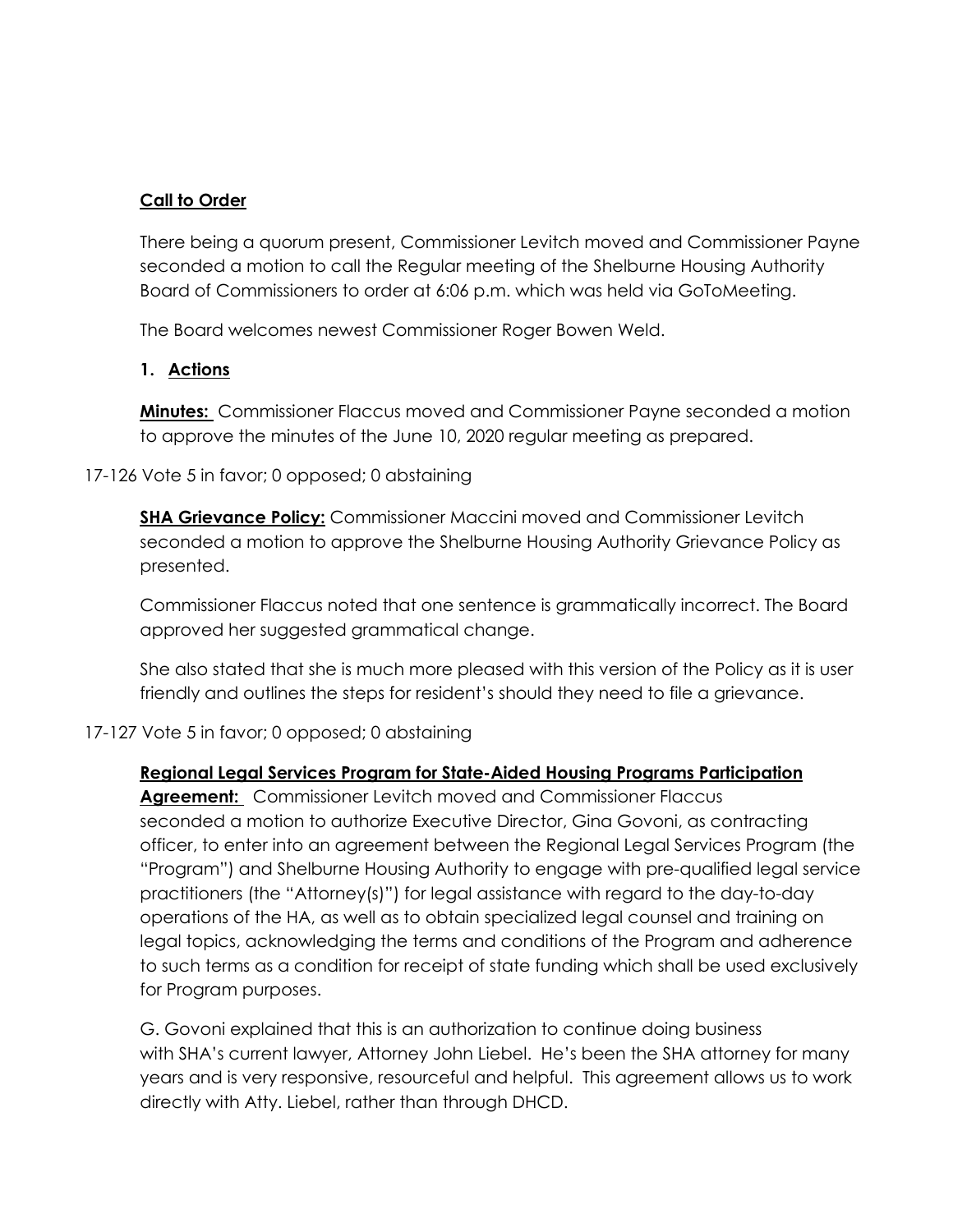**Call to Order**

There being a quorum present, Commissioner Levitch moved and Commissioner Payne seconded a motion to call the Regular meeting of the Shelburne Housing Authority Board of Commissioners to order at 6:06 p.m. which was held via GoToMeeting.

The Board welcomes newest Commissioner Roger Bowen Weld.

**1. Actions**

**Minutes:** Commissioner Flaccus moved and Commissioner Payne seconded a motion to approve the minutes of the June 10, 2020 regular meeting as prepared.

17-126 Vote 5 in favor; 0 opposed; 0 abstaining

**SHA Grievance Policy:** Commissioner Maccini moved and Commissioner Levitch seconded a motion to approve the Shelburne Housing Authority Grievance Policy as presented.

Commissioner Flaccus noted that one sentence is grammatically incorrect. The Board approved her suggested grammatical change.

She also stated that she is much more pleased with this version of the Policy as it is user friendly and outlines the steps for resident's should they need to file a grievance.

17-127 Vote 5 in favor; 0 opposed; 0 abstaining

**Regional Legal Services Program for State-Aided Housing Programs Participation Agreement:** Commissioner Levitch moved and Commissioner Flaccus seconded a motion to authorize Executive Director, Gina Govoni, as contracting officer, to enter into an agreement between the Regional Legal Services Program (the "Program") and Shelburne Housing Authority to engage with pre-qualified legal service practitioners (the "Attorney(s)") for legal assistance with regard to the day-to-day operations of the HA, as well as to obtain specialized legal counsel and training on legal topics, acknowledging the terms and conditions of the Program and adherence to such terms as a condition for receipt of state funding which shall be used exclusively for Program purposes.

G. Govoni explained that this is an authorization to continue doing business with SHA's current lawyer, Attorney John Liebel. He's been the SHA attorney for many years and is very responsive, resourceful and helpful. This agreement allows us to work directly with Atty. Liebel, rather than through DHCD.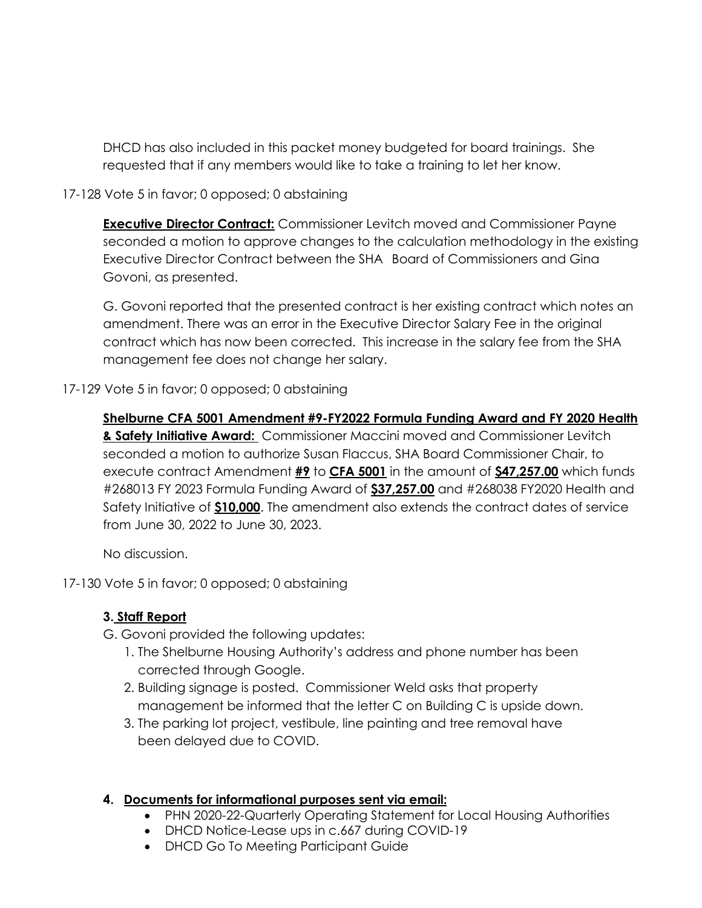DHCD has also included in this packet money budgeted for board trainings. She requested that if any members would like to take a training to let her know.

17-128 Vote 5 in favor; 0 opposed; 0 abstaining

**Executive Director Contract:** Commissioner Levitch moved and Commissioner Payne seconded a motion to approve changes to the calculation methodology in the existing Executive Director Contract between the SHA Board of Commissioners and Gina Govoni, as presented.

G. Govoni reported that the presented contract is her existing contract which notes an amendment. There was an error in the Executive Director Salary Fee in the original contract which has now been corrected. This increase in the salary fee from the SHA management fee does not change her salary.

17-129 Vote 5 in favor; 0 opposed; 0 abstaining

**Shelburne CFA 5001 Amendment #9-FY2022 Formula Funding Award and FY 2020 Health & Safety Initiative Award:** Commissioner Maccini moved and Commissioner Levitch seconded a motion to authorize Susan Flaccus, SHA Board Commissioner Chair, to execute contract Amendment **#9** to **CFA 5001** in the amount of **$47,257.00** which funds #268013 FY 2023 Formula Funding Award of **$37,257.00** and #268038 FY2020 Health and Safety Initiative of **$10,000**. The amendment also extends the contract dates of service from June 30, 2022 to June 30, 2023.

No discussion.

17-130 Vote 5 in favor; 0 opposed; 0 abstaining

**3. Staff Report**

G. Govoni provided the following updates:

1. The Shelburne Housing Authority's address and phone number has been corrected through Google.
2. Building signage is posted. Commissioner Weld asks that property management be informed that the letter C on Building C is upside down.
3. The parking lot project, vestibule, line painting and tree removal have been delayed due to COVID.

**4. Documents for informational purposes sent via email:**

- PHN 2020-22-Quarterly Operating Statement for Local Housing Authorities
- DHCD Notice-Lease ups in c.667 during COVID-19
- DHCD Go To Meeting Participant Guide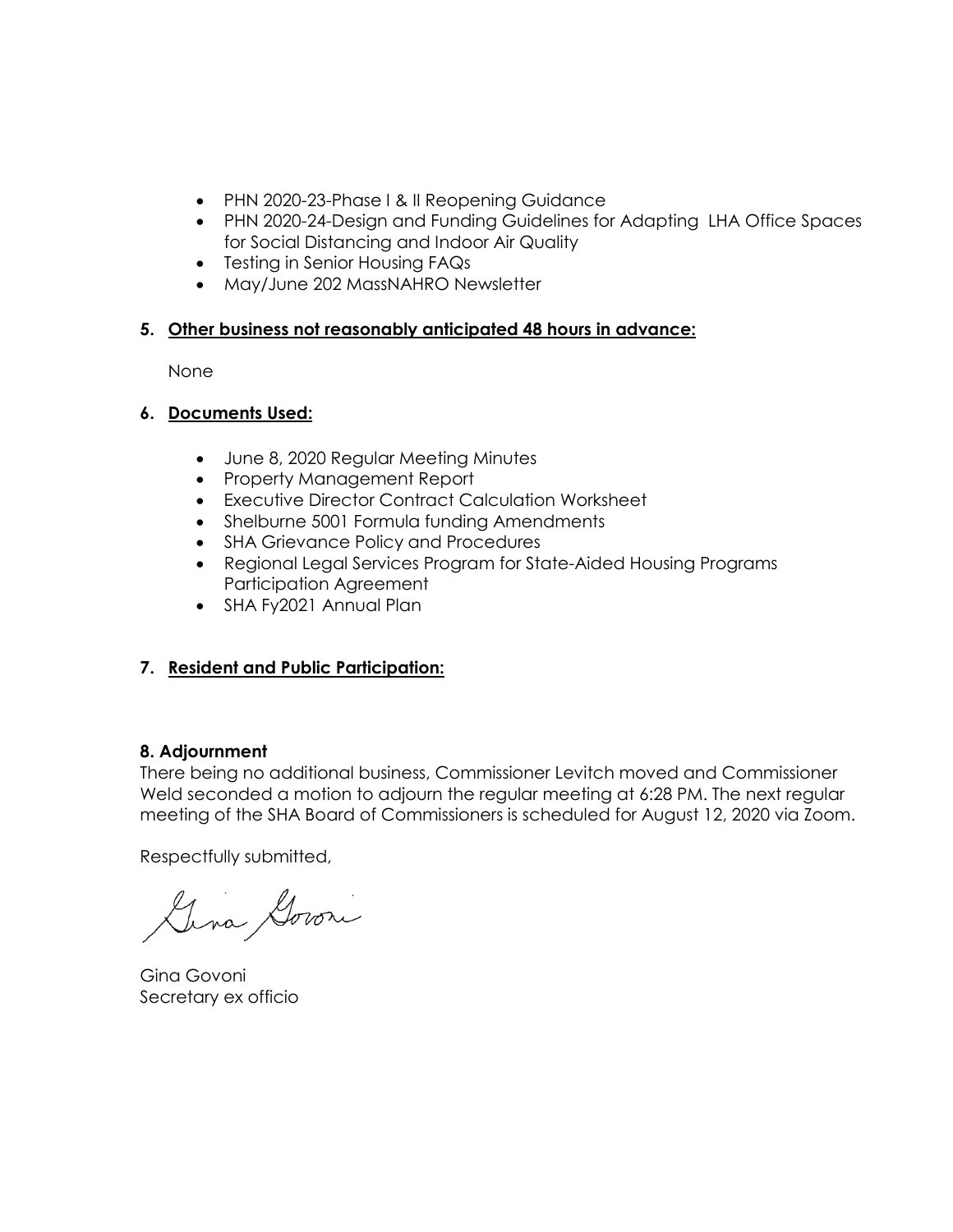- PHN 2020-23-Phase I & II Reopening Guidance
- PHN 2020-24-Design and Funding Guidelines for Adapting LHA Office Spaces for Social Distancing and Indoor Air Quality
- Testing in Senior Housing FAQs
- May/June 202 MassNAHRO Newsletter

**5. Other business not reasonably anticipated 48 hours in advance:**

None

**6. Documents Used:**

- June 8, 2020 Regular Meeting Minutes
- Property Management Report
- Executive Director Contract Calculation Worksheet
- Shelburne 5001 Formula funding Amendments
- SHA Grievance Policy and Procedures
- Regional Legal Services Program for State-Aided Housing Programs Participation Agreement
- SHA Fy2021 Annual Plan

**7. Resident and Public Participation:**

**8. Adjournment**

There being no additional business, Commissioner Levitch moved and Commissioner Weld seconded a motion to adjourn the regular meeting at 6:28 PM. The next regular meeting of the SHA Board of Commissioners is scheduled for August 12, 2020 via Zoom.

Respectfully submitted,

Gina Govoni

Gina Govoni
Secretary ex officio